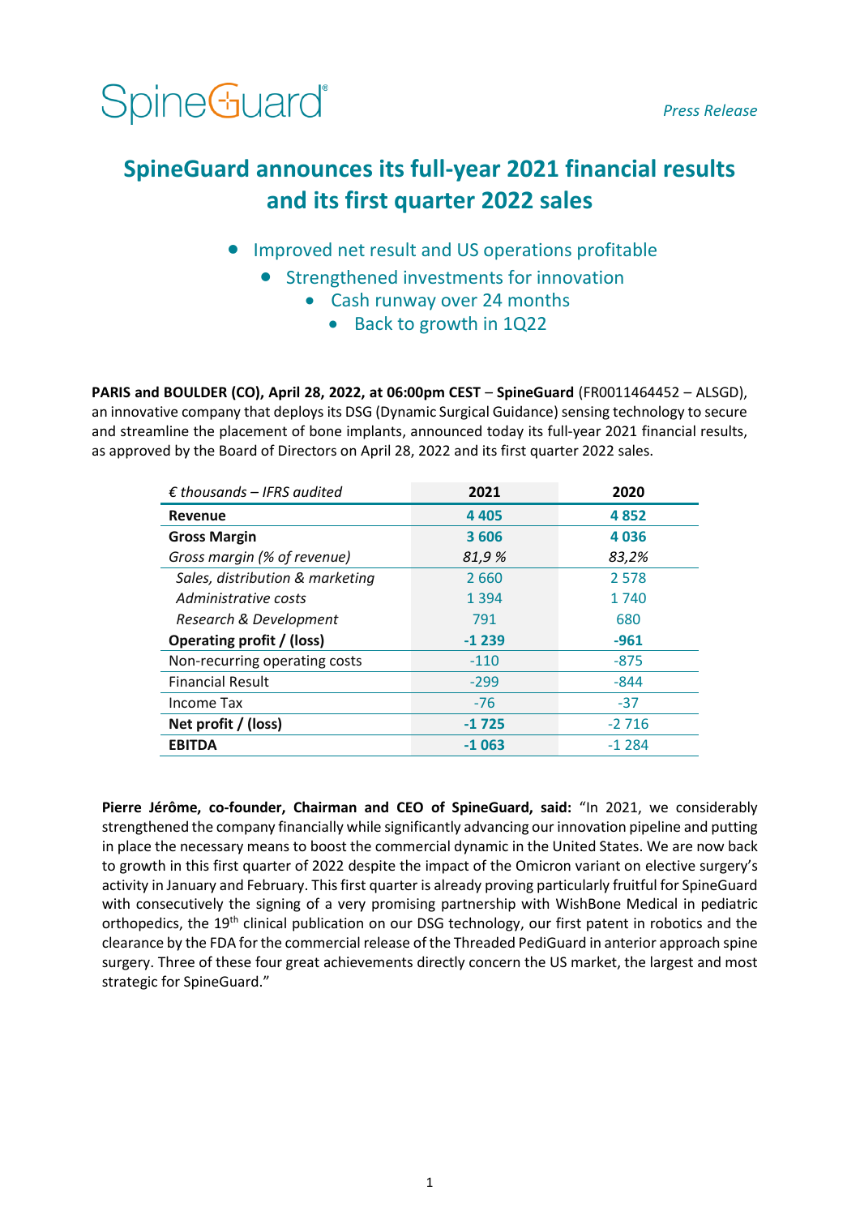SpineGuard®

*Press Release*

# SpineGuard announces its full-year 2021 financial results and its first quarter 2022 sales

- Improved net result and US operations profitable
- Strengthened investments for innovation
- Cash runway over 24 months
- Back to growth in 1Q22

**PARIS and BOULDER (CO), April 28, 2022, at 06:00pm CEST** – **SpineGuard** (FR0011464452 – ALSGD), an innovative company that deploys its DSG (Dynamic Surgical Guidance) sensing technology to secure and streamline the placement of bone implants, announced today its full-year 2021 financial results, as approved by the Board of Directors on April 28, 2022 and its first quarter 2022 sales.

| *€ thousands – IFRS audited* | **2021** | **2020** |
|---|---|---|
| **Revenue** | **4 405** | **4 852** |
| **Gross Margin** | **3 606** | **4 036** |
| *Gross margin (% of revenue)* | *81,9 %* | *83,2%* |
| *Sales, distribution & marketing* | 2 660 | 2 578 |
| *Administrative costs* | 1 394 | 1 740 |
| *Research & Development* | 791 | 680 |
| **Operating profit / (loss)** | **-1 239** | **-961** |
| Non-recurring operating costs | -110 | -875 |
| Financial Result | -299 | -844 |
| Income Tax | -76 | -37 |
| **Net profit / (loss)** | **-1 725** | -2 716 |
| **EBITDA** | **-1 063** | -1 284 |

**Pierre Jérôme, co-founder, Chairman and CEO of SpineGuard, said:** "In 2021, we considerably strengthened the company financially while significantly advancing our innovation pipeline and putting in place the necessary means to boost the commercial dynamic in the United States. We are now back to growth in this first quarter of 2022 despite the impact of the Omicron variant on elective surgery's activity in January and February. This first quarter is already proving particularly fruitful for SpineGuard with consecutively the signing of a very promising partnership with WishBone Medical in pediatric orthopedics, the 19th clinical publication on our DSG technology, our first patent in robotics and the clearance by the FDA for the commercial release of the Threaded PediGuard in anterior approach spine surgery. Three of these four great achievements directly concern the US market, the largest and most strategic for SpineGuard."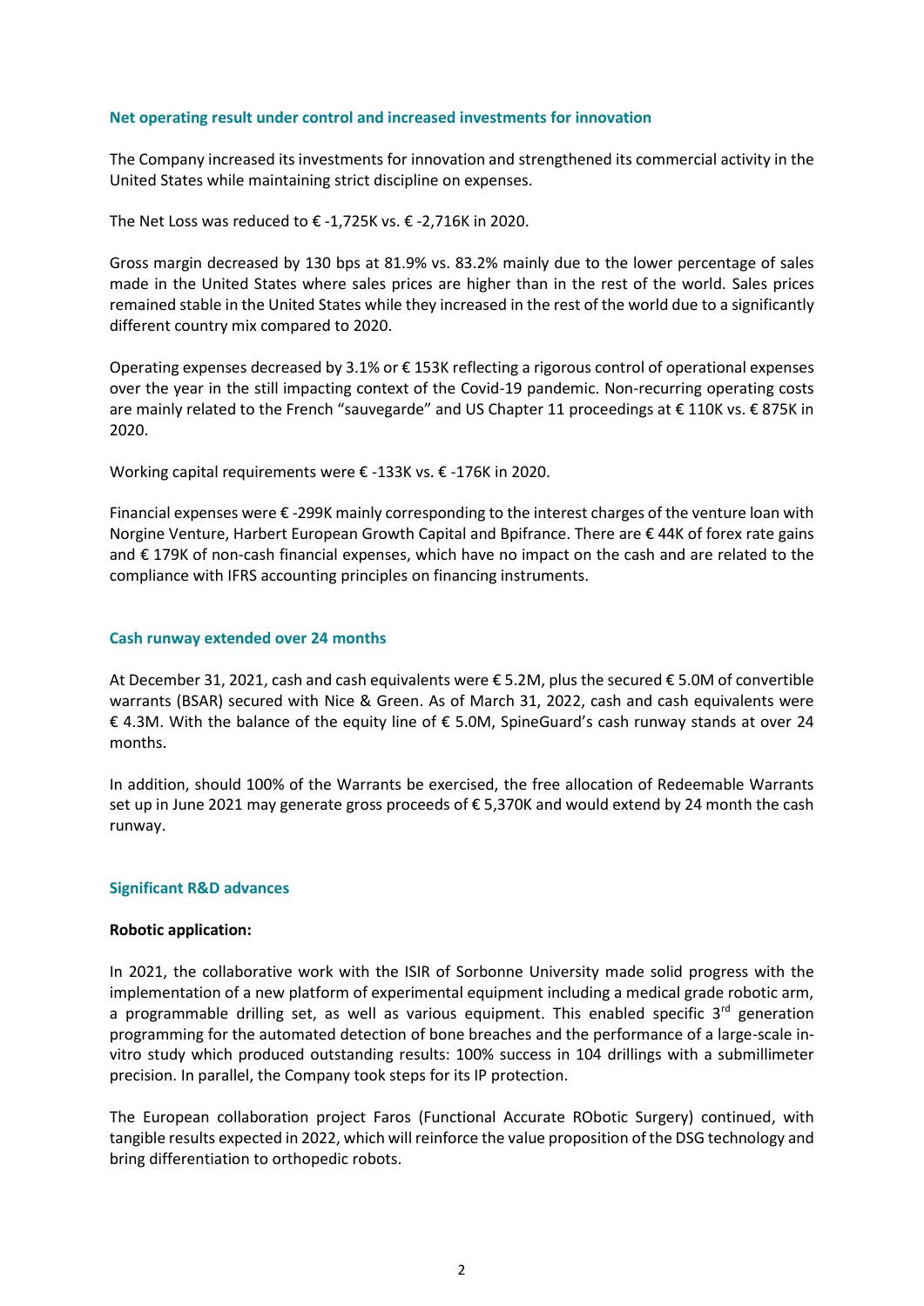### Net operating result under control and increased investments for innovation

The Company increased its investments for innovation and strengthened its commercial activity in the United States while maintaining strict discipline on expenses.

The Net Loss was reduced to € -1,725K vs. € -2,716K in 2020.

Gross margin decreased by 130 bps at 81.9% vs. 83.2% mainly due to the lower percentage of sales made in the United States where sales prices are higher than in the rest of the world. Sales prices remained stable in the United States while they increased in the rest of the world due to a significantly different country mix compared to 2020.

Operating expenses decreased by 3.1% or € 153K reflecting a rigorous control of operational expenses over the year in the still impacting context of the Covid-19 pandemic. Non-recurring operating costs are mainly related to the French "sauvegarde" and US Chapter 11 proceedings at € 110K vs. € 875K in 2020.

Working capital requirements were € -133K vs. € -176K in 2020.

Financial expenses were € -299K mainly corresponding to the interest charges of the venture loan with Norgine Venture, Harbert European Growth Capital and Bpifrance. There are € 44K of forex rate gains and € 179K of non-cash financial expenses, which have no impact on the cash and are related to the compliance with IFRS accounting principles on financing instruments.

### Cash runway extended over 24 months

At December 31, 2021, cash and cash equivalents were € 5.2M, plus the secured € 5.0M of convertible warrants (BSAR) secured with Nice & Green. As of March 31, 2022, cash and cash equivalents were € 4.3M. With the balance of the equity line of € 5.0M, SpineGuard's cash runway stands at over 24 months.

In addition, should 100% of the Warrants be exercised, the free allocation of Redeemable Warrants set up in June 2021 may generate gross proceeds of € 5,370K and would extend by 24 month the cash runway.

### Significant R&D advances

**Robotic application:**

In 2021, the collaborative work with the ISIR of Sorbonne University made solid progress with the implementation of a new platform of experimental equipment including a medical grade robotic arm, a programmable drilling set, as well as various equipment. This enabled specific 3rd generation programming for the automated detection of bone breaches and the performance of a large-scale in-vitro study which produced outstanding results: 100% success in 104 drillings with a submillimeter precision. In parallel, the Company took steps for its IP protection.

The European collaboration project Faros (Functional Accurate RObotic Surgery) continued, with tangible results expected in 2022, which will reinforce the value proposition of the DSG technology and bring differentiation to orthopedic robots.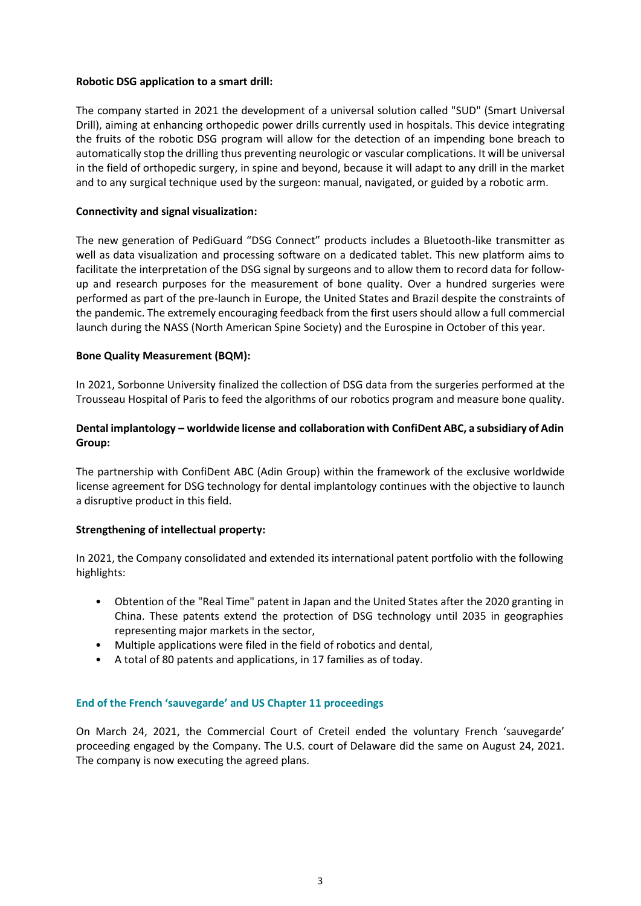**Robotic DSG application to a smart drill:**

The company started in 2021 the development of a universal solution called "SUD" (Smart Universal Drill), aiming at enhancing orthopedic power drills currently used in hospitals. This device integrating the fruits of the robotic DSG program will allow for the detection of an impending bone breach to automatically stop the drilling thus preventing neurologic or vascular complications. It will be universal in the field of orthopedic surgery, in spine and beyond, because it will adapt to any drill in the market and to any surgical technique used by the surgeon: manual, navigated, or guided by a robotic arm.

**Connectivity and signal visualization:**

The new generation of PediGuard "DSG Connect" products includes a Bluetooth-like transmitter as well as data visualization and processing software on a dedicated tablet. This new platform aims to facilitate the interpretation of the DSG signal by surgeons and to allow them to record data for follow-up and research purposes for the measurement of bone quality. Over a hundred surgeries were performed as part of the pre-launch in Europe, the United States and Brazil despite the constraints of the pandemic. The extremely encouraging feedback from the first users should allow a full commercial launch during the NASS (North American Spine Society) and the Eurospine in October of this year.

**Bone Quality Measurement (BQM):**

In 2021, Sorbonne University finalized the collection of DSG data from the surgeries performed at the Trousseau Hospital of Paris to feed the algorithms of our robotics program and measure bone quality.

**Dental implantology – worldwide license and collaboration with ConfiDent ABC, a subsidiary of Adin Group:**

The partnership with ConfiDent ABC (Adin Group) within the framework of the exclusive worldwide license agreement for DSG technology for dental implantology continues with the objective to launch a disruptive product in this field.

**Strengthening of intellectual property:**

In 2021, the Company consolidated and extended its international patent portfolio with the following highlights:

- Obtention of the "Real Time" patent in Japan and the United States after the 2020 granting in China. These patents extend the protection of DSG technology until 2035 in geographies representing major markets in the sector,
- Multiple applications were filed in the field of robotics and dental,
- A total of 80 patents and applications, in 17 families as of today.

## End of the French 'sauvegarde' and US Chapter 11 proceedings

On March 24, 2021, the Commercial Court of Creteil ended the voluntary French 'sauvegarde' proceeding engaged by the Company. The U.S. court of Delaware did the same on August 24, 2021. The company is now executing the agreed plans.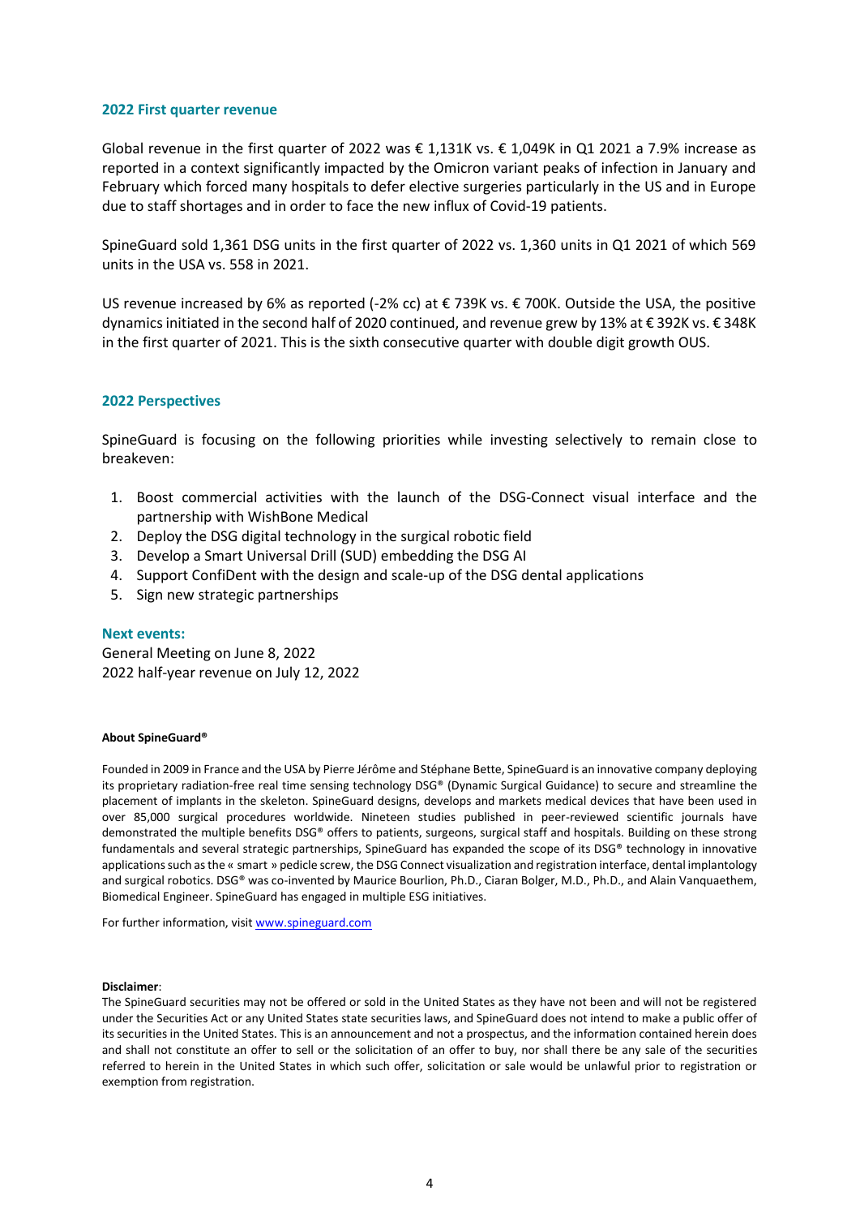## 2022 First quarter revenue

Global revenue in the first quarter of 2022 was € 1,131K vs. € 1,049K in Q1 2021 a 7.9% increase as reported in a context significantly impacted by the Omicron variant peaks of infection in January and February which forced many hospitals to defer elective surgeries particularly in the US and in Europe due to staff shortages and in order to face the new influx of Covid-19 patients.

SpineGuard sold 1,361 DSG units in the first quarter of 2022 vs. 1,360 units in Q1 2021 of which 569 units in the USA vs. 558 in 2021.

US revenue increased by 6% as reported (-2% cc) at € 739K vs. € 700K. Outside the USA, the positive dynamics initiated in the second half of 2020 continued, and revenue grew by 13% at € 392K vs. € 348K in the first quarter of 2021. This is the sixth consecutive quarter with double digit growth OUS.

## 2022 Perspectives

SpineGuard is focusing on the following priorities while investing selectively to remain close to breakeven:

1. Boost commercial activities with the launch of the DSG-Connect visual interface and the partnership with WishBone Medical
2. Deploy the DSG digital technology in the surgical robotic field
3. Develop a Smart Universal Drill (SUD) embedding the DSG AI
4. Support ConfiDent with the design and scale-up of the DSG dental applications
5. Sign new strategic partnerships

### Next events:

General Meeting on June 8, 2022
2022 half-year revenue on July 12, 2022

**About SpineGuard®**

Founded in 2009 in France and the USA by Pierre Jérôme and Stéphane Bette, SpineGuard is an innovative company deploying its proprietary radiation-free real time sensing technology DSG® (Dynamic Surgical Guidance) to secure and streamline the placement of implants in the skeleton. SpineGuard designs, develops and markets medical devices that have been used in over 85,000 surgical procedures worldwide. Nineteen studies published in peer-reviewed scientific journals have demonstrated the multiple benefits DSG® offers to patients, surgeons, surgical staff and hospitals. Building on these strong fundamentals and several strategic partnerships, SpineGuard has expanded the scope of its DSG® technology in innovative applications such as the « smart » pedicle screw, the DSG Connect visualization and registration interface, dental implantology and surgical robotics. DSG® was co-invented by Maurice Bourlion, Ph.D., Ciaran Bolger, M.D., Ph.D., and Alain Vanquaethem, Biomedical Engineer. SpineGuard has engaged in multiple ESG initiatives.

For further information, visit www.spineguard.com

**Disclaimer**:
The SpineGuard securities may not be offered or sold in the United States as they have not been and will not be registered under the Securities Act or any United States state securities laws, and SpineGuard does not intend to make a public offer of its securities in the United States. This is an announcement and not a prospectus, and the information contained herein does and shall not constitute an offer to sell or the solicitation of an offer to buy, nor shall there be any sale of the securities referred to herein in the United States in which such offer, solicitation or sale would be unlawful prior to registration or exemption from registration.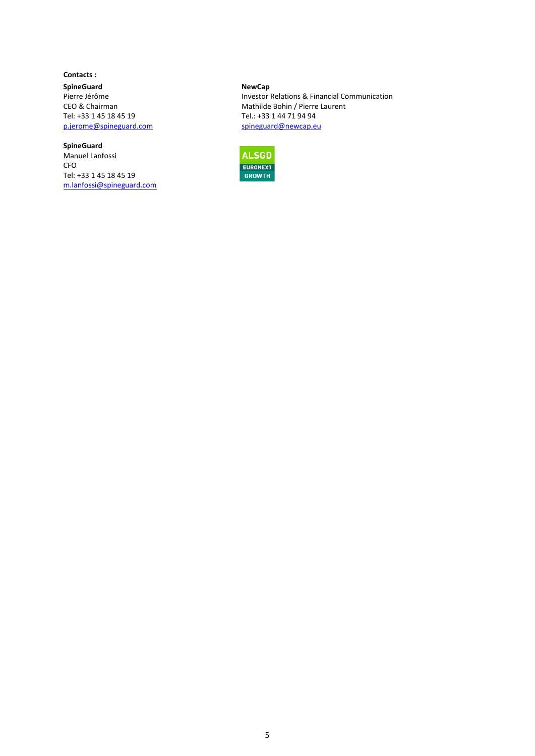**Contacts :**

**SpineGuard**
Pierre Jérôme
CEO & Chairman
Tel: +33 1 45 18 45 19
p.jerome@spineguard.com

**SpineGuard**
Manuel Lanfossi
CFO
Tel: +33 1 45 18 45 19
m.lanfossi@spineguard.com

**NewCap**
Investor Relations & Financial Communication
Mathilde Bohin / Pierre Laurent
Tel.: +33 1 44 71 94 94
spineguard@newcap.eu

ALSGD
EURONEXT
GROWTH